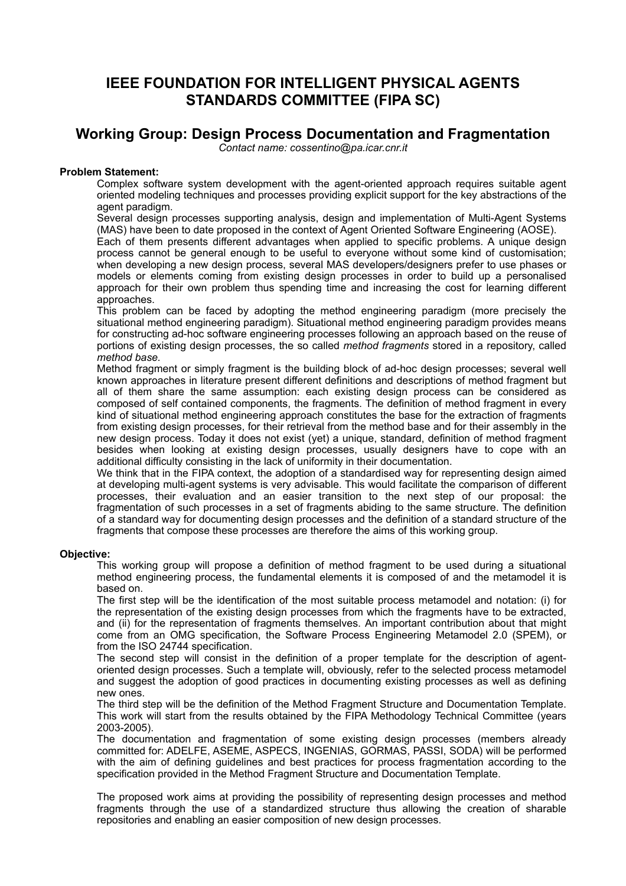# IEEE FOUNDATION FOR INTELLIGENT PHYSICAL AGENTS STANDARDS COMMITTEE (FIPA SC)

## Working Group: Design Process Documentation and Fragmentation

*Contact name: cossentino@pa.icar.cnr.it*

**Problem Statement:**

Complex software system development with the agent-oriented approach requires suitable agent oriented modeling techniques and processes providing explicit support for the key abstractions of the agent paradigm.

Several design processes supporting analysis, design and implementation of Multi-Agent Systems (MAS) have been to date proposed in the context of Agent Oriented Software Engineering (AOSE).

Each of them presents different advantages when applied to specific problems. A unique design process cannot be general enough to be useful to everyone without some kind of customisation; when developing a new design process, several MAS developers/designers prefer to use phases or models or elements coming from existing design processes in order to build up a personalised approach for their own problem thus spending time and increasing the cost for learning different approaches.

This problem can be faced by adopting the method engineering paradigm (more precisely the situational method engineering paradigm). Situational method engineering paradigm provides means for constructing ad-hoc software engineering processes following an approach based on the reuse of portions of existing design processes, the so called *method fragments* stored in a repository, called *method base.*

Method fragment or simply fragment is the building block of ad-hoc design processes; several well known approaches in literature present different definitions and descriptions of method fragment but all of them share the same assumption: each existing design process can be considered as composed of self contained components, the fragments. The definition of method fragment in every kind of situational method engineering approach constitutes the base for the extraction of fragments from existing design processes, for their retrieval from the method base and for their assembly in the new design process. Today it does not exist (yet) a unique, standard, definition of method fragment besides when looking at existing design processes, usually designers have to cope with an additional difficulty consisting in the lack of uniformity in their documentation.

We think that in the FIPA context, the adoption of a standardised way for representing design aimed at developing multi-agent systems is very advisable. This would facilitate the comparison of different processes, their evaluation and an easier transition to the next step of our proposal: the fragmentation of such processes in a set of fragments abiding to the same structure. The definition of a standard way for documenting design processes and the definition of a standard structure of the fragments that compose these processes are therefore the aims of this working group.

**Objective:**

This working group will propose a definition of method fragment to be used during a situational method engineering process, the fundamental elements it is composed of and the metamodel it is based on.

The first step will be the identification of the most suitable process metamodel and notation: (i) for the representation of the existing design processes from which the fragments have to be extracted, and (ii) for the representation of fragments themselves. An important contribution about that might come from an OMG specification, the Software Process Engineering Metamodel 2.0 (SPEM), or from the ISO 24744 specification.

The second step will consist in the definition of a proper template for the description of agent-oriented design processes. Such a template will, obviously, refer to the selected process metamodel and suggest the adoption of good practices in documenting existing processes as well as defining new ones.

The third step will be the definition of the Method Fragment Structure and Documentation Template. This work will start from the results obtained by the FIPA Methodology Technical Committee (years 2003-2005).

The documentation and fragmentation of some existing design processes (members already committed for: ADELFE, ASEME, ASPECS, INGENIAS, GORMAS, PASSI, SODA) will be performed with the aim of defining guidelines and best practices for process fragmentation according to the specification provided in the Method Fragment Structure and Documentation Template.

The proposed work aims at providing the possibility of representing design processes and method fragments through the use of a standardized structure thus allowing the creation of sharable repositories and enabling an easier composition of new design processes.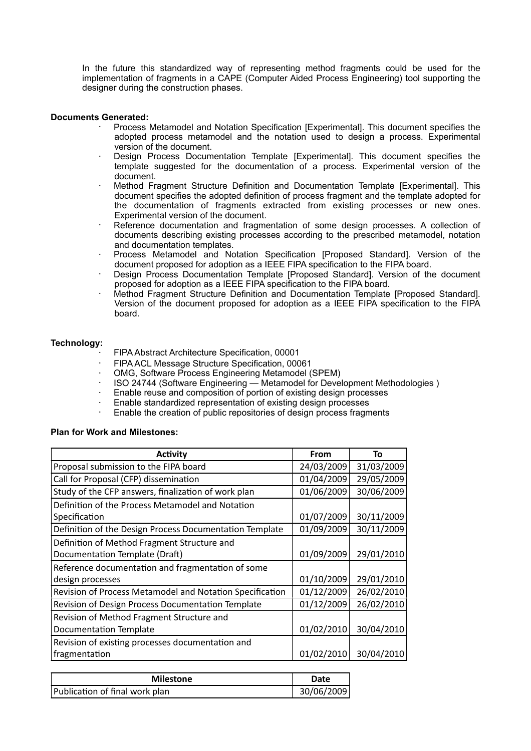In the future this standardized way of representing method fragments could be used for the implementation of fragments in a CAPE (Computer Aided Process Engineering) tool supporting the designer during the construction phases.

**Documents Generated:**

- Process Metamodel and Notation Specification [Experimental]. This document specifies the adopted process metamodel and the notation used to design a process. Experimental version of the document.
- Design Process Documentation Template [Experimental]. This document specifies the template suggested for the documentation of a process. Experimental version of the document.
- Method Fragment Structure Definition and Documentation Template [Experimental]. This document specifies the adopted definition of process fragment and the template adopted for the documentation of fragments extracted from existing processes or new ones. Experimental version of the document.
- Reference documentation and fragmentation of some design processes. A collection of documents describing existing processes according to the prescribed metamodel, notation and documentation templates.
- Process Metamodel and Notation Specification [Proposed Standard]. Version of the document proposed for adoption as a IEEE FIPA specification to the FIPA board.
- Design Process Documentation Template [Proposed Standard]. Version of the document proposed for adoption as a IEEE FIPA specification to the FIPA board.
- Method Fragment Structure Definition and Documentation Template [Proposed Standard]. Version of the document proposed for adoption as a IEEE FIPA specification to the FIPA board.

**Technology:**

- FIPA Abstract Architecture Specification, 00001
- FIPA ACL Message Structure Specification, 00061
- OMG, Software Process Engineering Metamodel (SPEM)
- ISO 24744 (Software Engineering — Metamodel for Development Methodologies )
- Enable reuse and composition of portion of existing design processes
- Enable standardized representation of existing design processes
- Enable the creation of public repositories of design process fragments

**Plan for Work and Milestones:**

| Activity | From | To |
|---|---|---|
| Proposal submission to the FIPA board | 24/03/2009 | 31/03/2009 |
| Call for Proposal (CFP) dissemination | 01/04/2009 | 29/05/2009 |
| Study of the CFP answers, finalization of work plan | 01/06/2009 | 30/06/2009 |
| Definition of the Process Metamodel and Notation Specification | 01/07/2009 | 30/11/2009 |
| Definition of the Design Process Documentation Template | 01/09/2009 | 30/11/2009 |
| Definition of Method Fragment Structure and Documentation Template (Draft) | 01/09/2009 | 29/01/2010 |
| Reference documentation and fragmentation of some design processes | 01/10/2009 | 29/01/2010 |
| Revision of Process Metamodel and Notation Specification | 01/12/2009 | 26/02/2010 |
| Revision of Design Process Documentation Template | 01/12/2009 | 26/02/2010 |
| Revision of Method Fragment Structure and Documentation Template | 01/02/2010 | 30/04/2010 |
| Revision of existing processes documentation and fragmentation | 01/02/2010 | 30/04/2010 |

| Milestone | Date |
|---|---|
| Publication of final work plan | 30/06/2009 |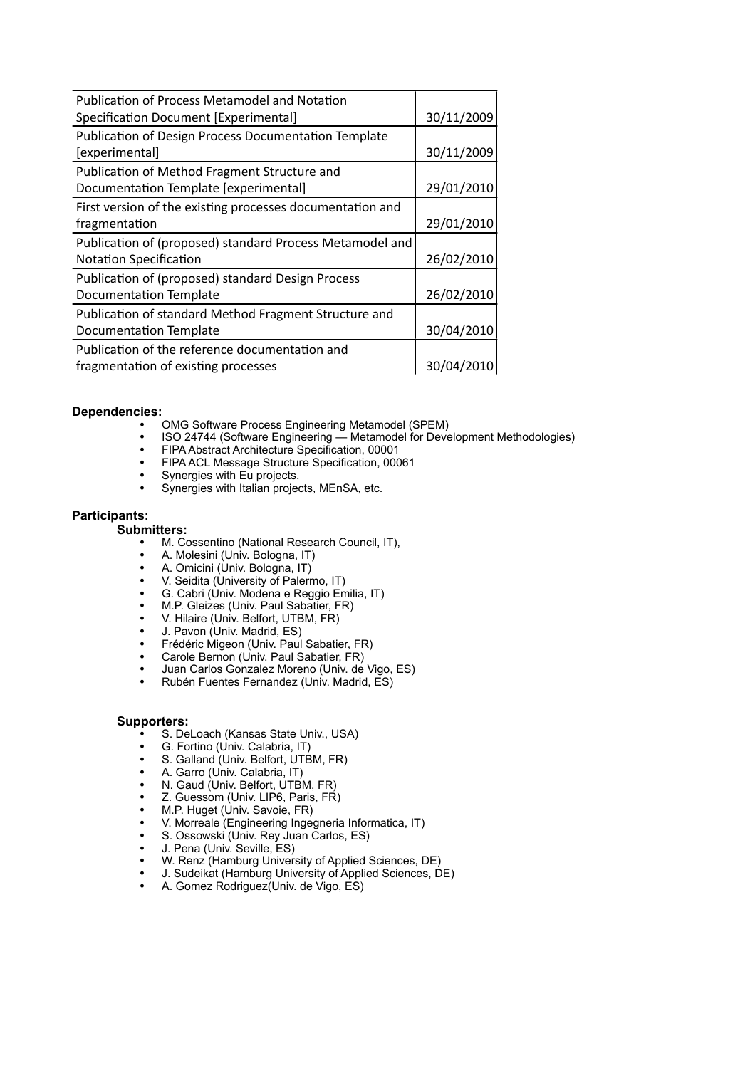| | |
|---|---|
| Publication of Process Metamodel and Notation Specification Document [Experimental] | 30/11/2009 |
| Publication of Design Process Documentation Template [experimental] | 30/11/2009 |
| Publication of Method Fragment Structure and Documentation Template [experimental] | 29/01/2010 |
| First version of the existing processes documentation and fragmentation | 29/01/2010 |
| Publication of (proposed) standard Process Metamodel and Notation Specification | 26/02/2010 |
| Publication of (proposed) standard Design Process Documentation Template | 26/02/2010 |
| Publication of standard Method Fragment Structure and Documentation Template | 30/04/2010 |
| Publication of the reference documentation and fragmentation of existing processes | 30/04/2010 |

**Dependencies:**

- OMG Software Process Engineering Metamodel (SPEM)
- ISO 24744 (Software Engineering — Metamodel for Development Methodologies)
- FIPA Abstract Architecture Specification, 00001
- FIPA ACL Message Structure Specification, 00061
- Synergies with Eu projects.
- Synergies with Italian projects, MEnSA, etc.

**Participants:**

**Submitters:**

- M. Cossentino (National Research Council, IT),
- A. Molesini (Univ. Bologna, IT)
- A. Omicini (Univ. Bologna, IT)
- V. Seidita (University of Palermo, IT)
- G. Cabri (Univ. Modena e Reggio Emilia, IT)
- M.P. Gleizes (Univ. Paul Sabatier, FR)
- V. Hilaire (Univ. Belfort, UTBM, FR)
- J. Pavon (Univ. Madrid, ES)
- Frédéric Migeon (Univ. Paul Sabatier, FR)
- Carole Bernon (Univ. Paul Sabatier, FR)
- Juan Carlos Gonzalez Moreno (Univ. de Vigo, ES)
- Rubén Fuentes Fernandez (Univ. Madrid, ES)

**Supporters:**

- S. DeLoach (Kansas State Univ., USA)
- G. Fortino (Univ. Calabria, IT)
- S. Galland (Univ. Belfort, UTBM, FR)
- A. Garro (Univ. Calabria, IT)
- N. Gaud (Univ. Belfort, UTBM, FR)
- Z. Guessom (Univ. LIP6, Paris, FR)
- M.P. Huget (Univ. Savoie, FR)
- V. Morreale (Engineering Ingegneria Informatica, IT)
- S. Ossowski (Univ. Rey Juan Carlos, ES)
- J. Pena (Univ. Seville, ES)
- W. Renz (Hamburg University of Applied Sciences, DE)
- J. Sudeikat (Hamburg University of Applied Sciences, DE)
- A. Gomez Rodriguez(Univ. de Vigo, ES)